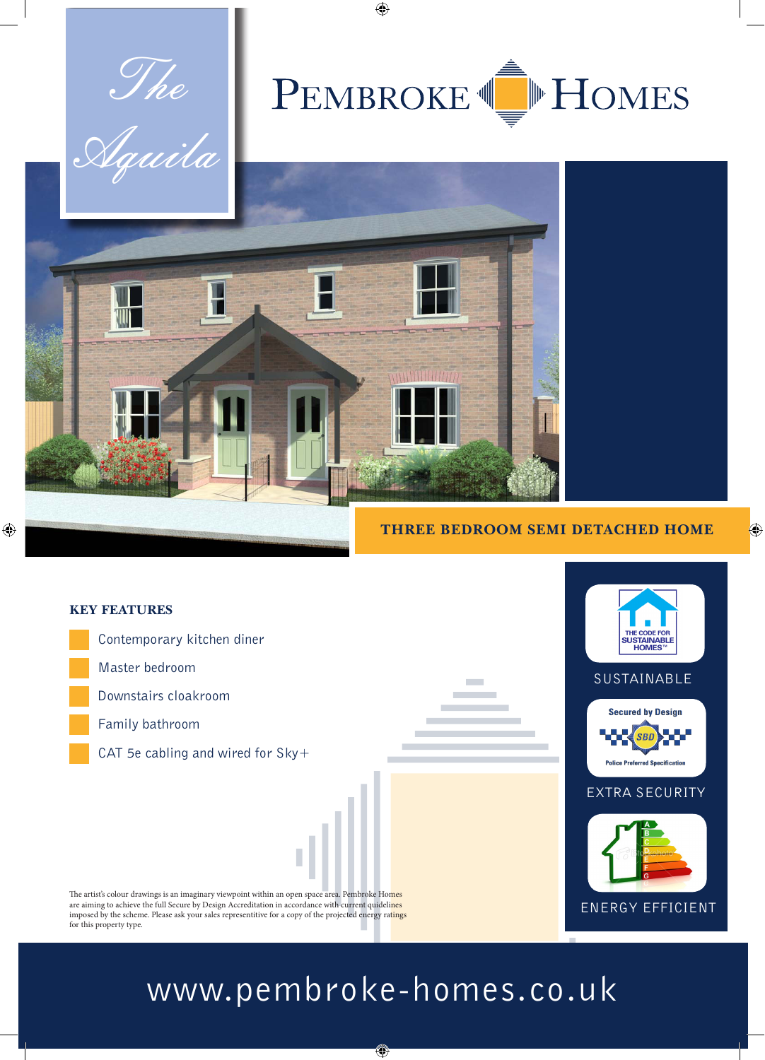# The Aquila

PEMBROKE HOMES

## THREE BEDROOM SEMI DETACHED HOME

### KEY FEATURES

- Contemporary kitchen diner
- Master bedroom
- Downstairs cloakroom
- Family bathroom
- CAT 5e cabling and wired for Sky+

THE CODE FOR SUSTAINABLE HOMES™

SUSTAINABLE

Secured by Design

SBD

Police Preferred Specification

EXTRA SECURITY

ENERGY EFFICIENT

The artist's colour drawings is an imaginary viewpoint within an open space area. Pembroke Homes are aiming to achieve the full Secure by Design Accreditation in accordance with current guidelines imposed by the scheme. Please ask your sales representitive for a copy of the projected energy ratings for this property type.

www.pembroke-homes.co.uk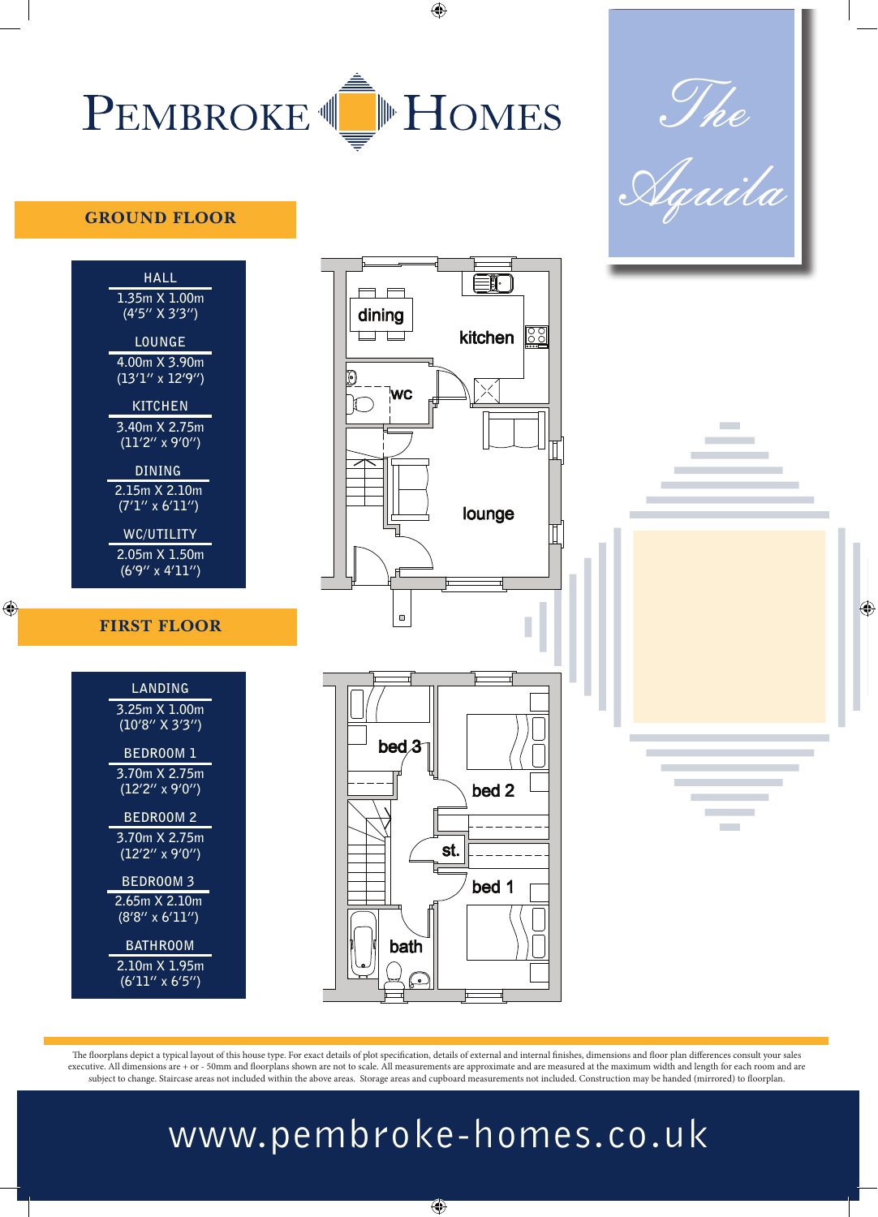# PEMBROKE HOMES

*The Aquila*

## GROUND FLOOR

HALL
1.35m X 1.00m
(4′5″ X 3′3″)

LOUNGE
4.00m X 3.90m
(13′1″ x 12′9″)

KITCHEN
3.40m X 2.75m
(11′2″ x 9′0″)

DINING
2.15m X 2.10m
(7′1″ x 6′11″)

WC/UTILITY
2.05m X 1.50m
(6′9″ x 4′11″)

dining
kitchen
wc
lounge

## FIRST FLOOR

LANDING
3.25m X 1.00m
(10′8″ X 3′3″)

BEDROOM 1
3.70m X 2.75m
(12′2″ x 9′0″)

BEDROOM 2
3.70m X 2.75m
(12′2″ x 9′0″)

BEDROOM 3
2.65m X 2.10m
(8′8″ x 6′11″)

BATHROOM
2.10m X 1.95m
(6′11″ x 6′5″)

bed 3
bed 2
st.
bed 1
bath

The floorplans depict a typical layout of this house type. For exact details of plot specification, details of external and internal finishes, dimensions and floor plan differences consult your sales executive. All dimensions are + or - 50mm and floorplans shown are not to scale. All measurements are approximate and are measured at the maximum width and length for each room and are subject to change. Staircase areas not included within the above areas. Storage areas and cupboard measurements not included. Construction may be handed (mirrored) to floorplan.

www.pembroke-homes.co.uk